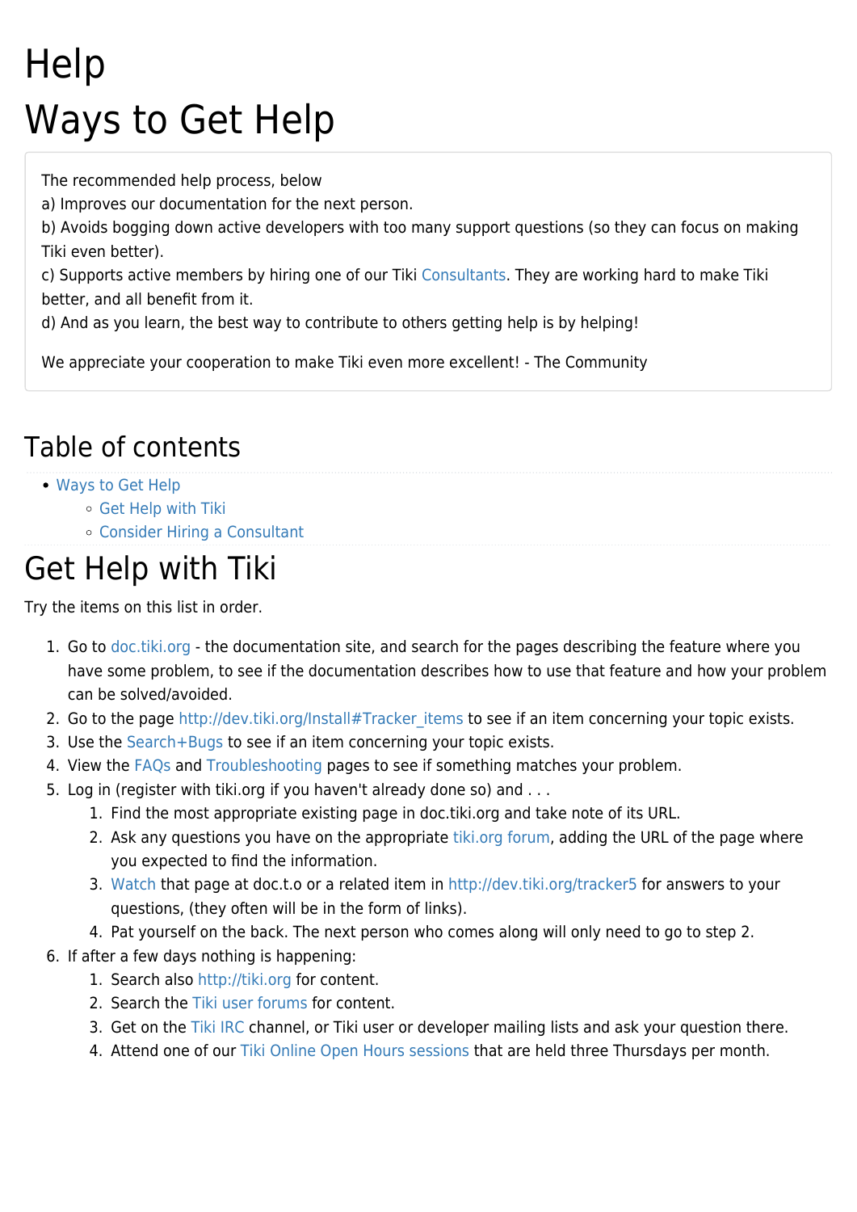# Help

# Ways to Get Help

The recommended help process, below
a) Improves our documentation for the next person.
b) Avoids bogging down active developers with too many support questions (so they can focus on making Tiki even better).
c) Supports active members by hiring one of our Tiki Consultants. They are working hard to make Tiki better, and all benefit from it.
d) And as you learn, the best way to contribute to others getting help is by helping!

We appreciate your cooperation to make Tiki even more excellent! - The Community

## Table of contents

- Ways to Get Help
  - Get Help with Tiki
  - Consider Hiring a Consultant

# Get Help with Tiki

Try the items on this list in order.

1. Go to doc.tiki.org - the documentation site, and search for the pages describing the feature where you have some problem, to see if the documentation describes how to use that feature and how your problem can be solved/avoided.
2. Go to the page http://dev.tiki.org/Install#Tracker_items to see if an item concerning your topic exists.
3. Use the Search+Bugs to see if an item concerning your topic exists.
4. View the FAQs and Troubleshooting pages to see if something matches your problem.
5. Log in (register with tiki.org if you haven't already done so) and . . .
   1. Find the most appropriate existing page in doc.tiki.org and take note of its URL.
   2. Ask any questions you have on the appropriate tiki.org forum, adding the URL of the page where you expected to find the information.
   3. Watch that page at doc.t.o or a related item in http://dev.tiki.org/tracker5 for answers to your questions, (they often will be in the form of links).
   4. Pat yourself on the back. The next person who comes along will only need to go to step 2.
6. If after a few days nothing is happening:
   1. Search also http://tiki.org for content.
   2. Search the Tiki user forums for content.
   3. Get on the Tiki IRC channel, or Tiki user or developer mailing lists and ask your question there.
   4. Attend one of our Tiki Online Open Hours sessions that are held three Thursdays per month.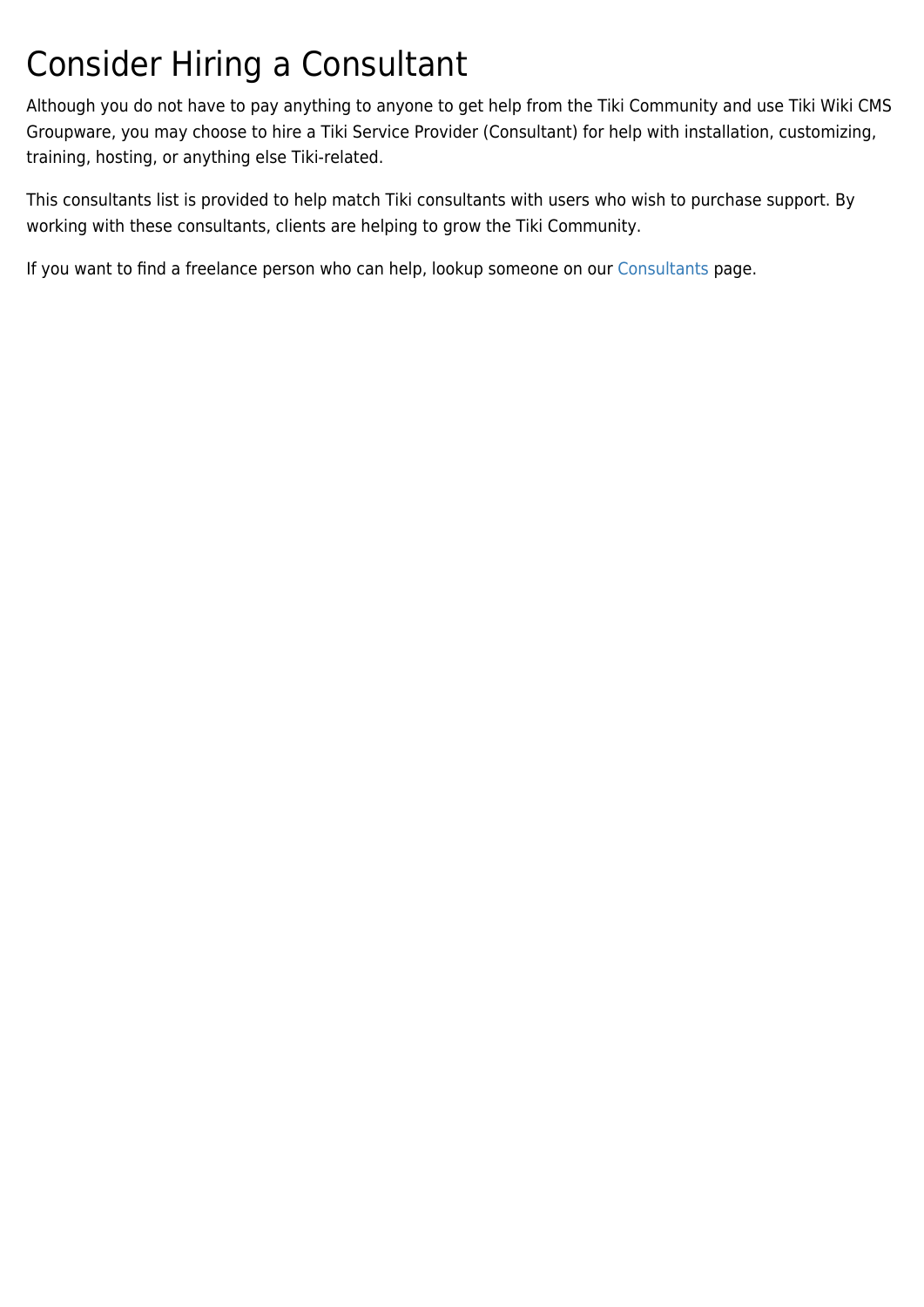# Consider Hiring a Consultant

Although you do not have to pay anything to anyone to get help from the Tiki Community and use Tiki Wiki CMS Groupware, you may choose to hire a Tiki Service Provider (Consultant) for help with installation, customizing, training, hosting, or anything else Tiki-related.

This consultants list is provided to help match Tiki consultants with users who wish to purchase support. By working with these consultants, clients are helping to grow the Tiki Community.

If you want to find a freelance person who can help, lookup someone on our Consultants page.